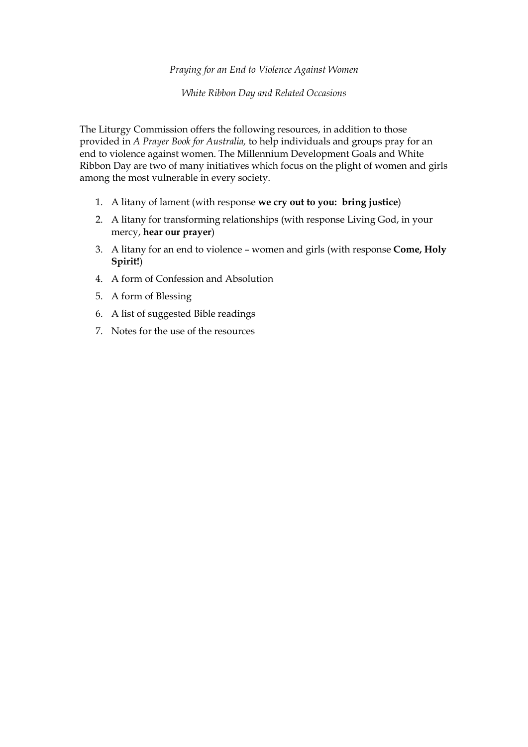*Praying for an End to Violence Against Women*

*White Ribbon Day and Related Occasions*

The Liturgy Commission offers the following resources, in addition to those provided in *A Prayer Book for Australia,* to help individuals and groups pray for an end to violence against women. The Millennium Development Goals and White Ribbon Day are two of many initiatives which focus on the plight of women and girls among the most vulnerable in every society.

1. A litany of lament (with response **we cry out to you: bring justice**)
2. A litany for transforming relationships (with response Living God, in your mercy, **hear our prayer**)
3. A litany for an end to violence – women and girls (with response **Come, Holy Spirit!**)
4. A form of Confession and Absolution
5. A form of Blessing
6. A list of suggested Bible readings
7. Notes for the use of the resources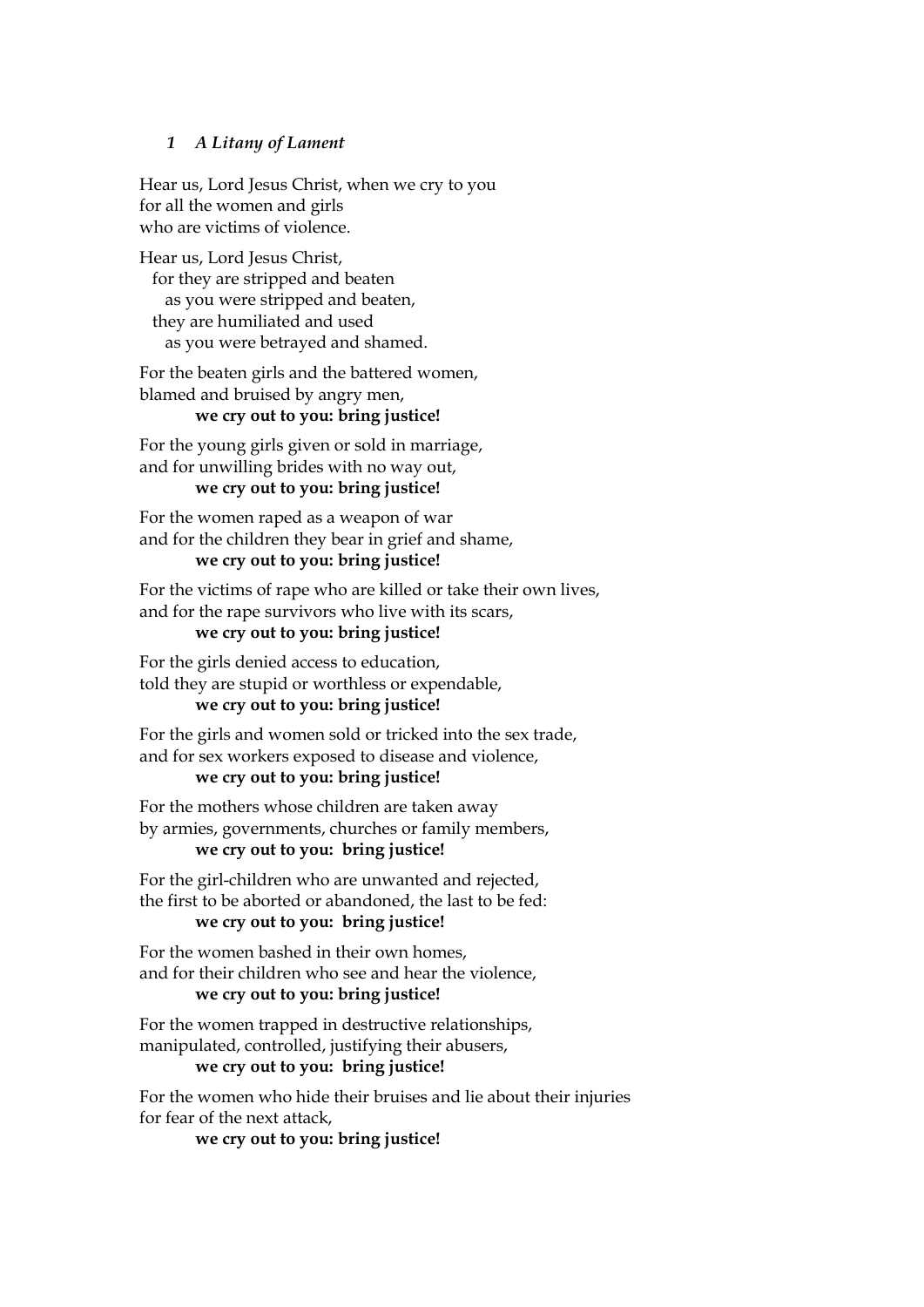### *1 A Litany of Lament*

Hear us, Lord Jesus Christ, when we cry to you
for all the women and girls
who are victims of violence.

Hear us, Lord Jesus Christ,
for they are stripped and beaten
as you were stripped and beaten,
they are humiliated and used
as you were betrayed and shamed.

For the beaten girls and the battered women,
blamed and bruised by angry men,
**we cry out to you: bring justice!**

For the young girls given or sold in marriage,
and for unwilling brides with no way out,
**we cry out to you: bring justice!**

For the women raped as a weapon of war
and for the children they bear in grief and shame,
**we cry out to you: bring justice!**

For the victims of rape who are killed or take their own lives,
and for the rape survivors who live with its scars,
**we cry out to you: bring justice!**

For the girls denied access to education,
told they are stupid or worthless or expendable,
**we cry out to you: bring justice!**

For the girls and women sold or tricked into the sex trade,
and for sex workers exposed to disease and violence,
**we cry out to you: bring justice!**

For the mothers whose children are taken away
by armies, governments, churches or family members,
**we cry out to you: bring justice!**

For the girl-children who are unwanted and rejected,
the first to be aborted or abandoned, the last to be fed:
**we cry out to you: bring justice!**

For the women bashed in their own homes,
and for their children who see and hear the violence,
**we cry out to you: bring justice!**

For the women trapped in destructive relationships,
manipulated, controlled, justifying their abusers,
**we cry out to you: bring justice!**

For the women who hide their bruises and lie about their injuries
for fear of the next attack,
**we cry out to you: bring justice!**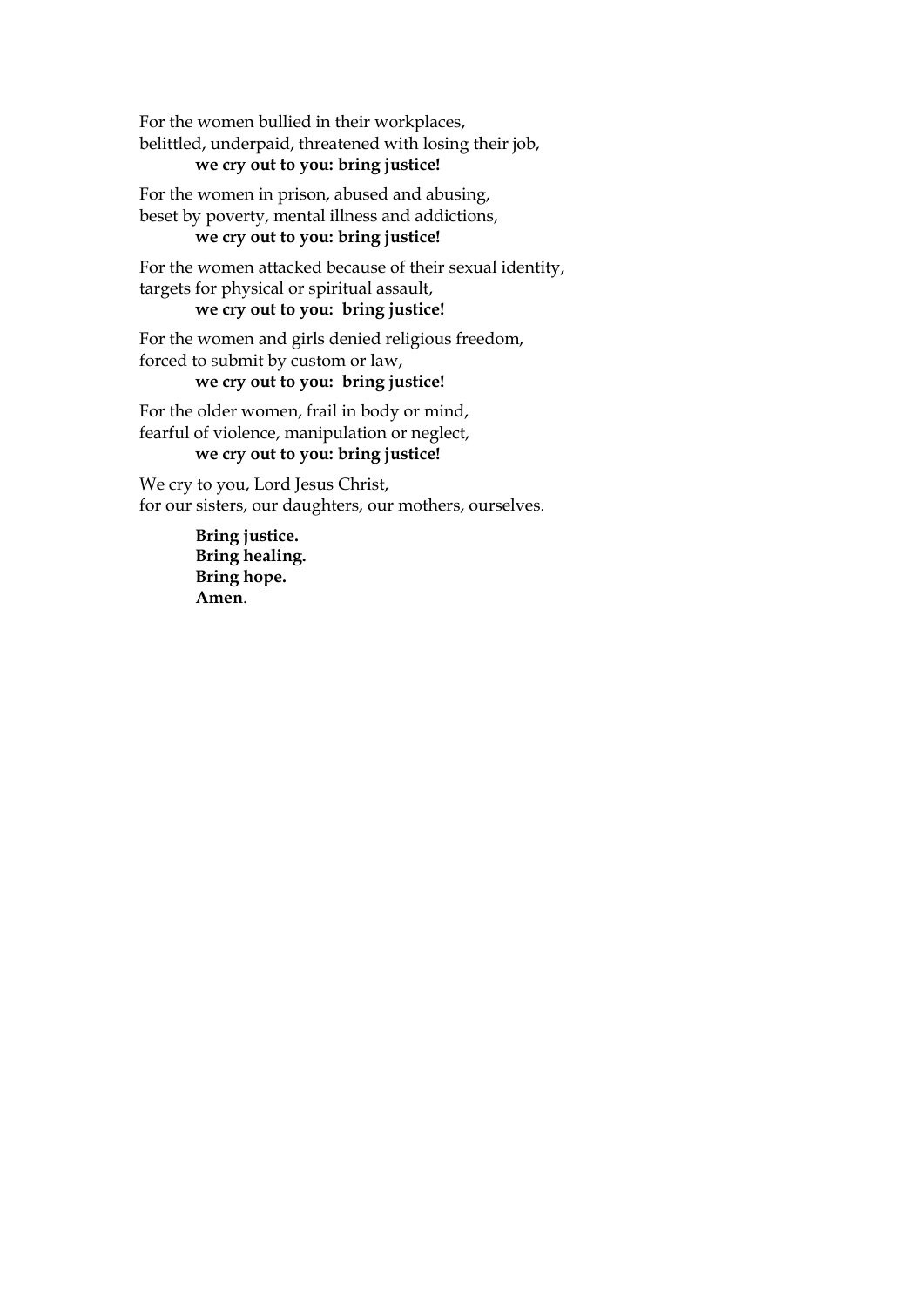For the women bullied in their workplaces,
belittled, underpaid, threatened with losing their job,
**we cry out to you: bring justice!**

For the women in prison, abused and abusing,
beset by poverty, mental illness and addictions,
**we cry out to you: bring justice!**

For the women attacked because of their sexual identity,
targets for physical or spiritual assault,
**we cry out to you: bring justice!**

For the women and girls denied religious freedom,
forced to submit by custom or law,
**we cry out to you: bring justice!**

For the older women, frail in body or mind,
fearful of violence, manipulation or neglect,
**we cry out to you: bring justice!**

We cry to you, Lord Jesus Christ,
for our sisters, our daughters, our mothers, ourselves.

**Bring justice.**
**Bring healing.**
**Bring hope.**
**Amen**.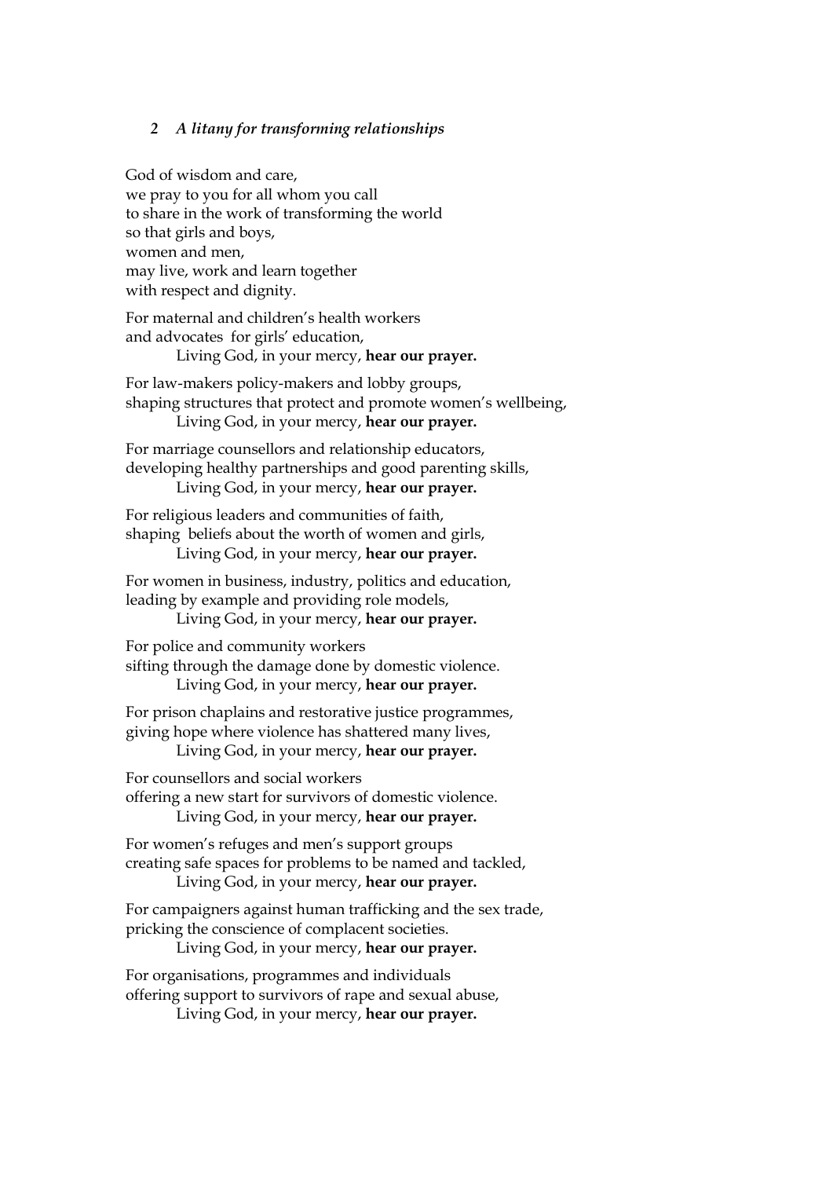### *2 A litany for transforming relationships*

God of wisdom and care,
we pray to you for all whom you call
to share in the work of transforming the world
so that girls and boys,
women and men,
may live, work and learn together
with respect and dignity.

For maternal and children's health workers
and advocates for girls' education,
Living God, in your mercy, **hear our prayer.**

For law-makers policy-makers and lobby groups,
shaping structures that protect and promote women's wellbeing,
Living God, in your mercy, **hear our prayer.**

For marriage counsellors and relationship educators,
developing healthy partnerships and good parenting skills,
Living God, in your mercy, **hear our prayer.**

For religious leaders and communities of faith,
shaping beliefs about the worth of women and girls,
Living God, in your mercy, **hear our prayer.**

For women in business, industry, politics and education,
leading by example and providing role models,
Living God, in your mercy, **hear our prayer.**

For police and community workers
sifting through the damage done by domestic violence.
Living God, in your mercy, **hear our prayer.**

For prison chaplains and restorative justice programmes,
giving hope where violence has shattered many lives,
Living God, in your mercy, **hear our prayer.**

For counsellors and social workers
offering a new start for survivors of domestic violence.
Living God, in your mercy, **hear our prayer.**

For women's refuges and men's support groups
creating safe spaces for problems to be named and tackled,
Living God, in your mercy, **hear our prayer.**

For campaigners against human trafficking and the sex trade,
pricking the conscience of complacent societies.
Living God, in your mercy, **hear our prayer.**

For organisations, programmes and individuals
offering support to survivors of rape and sexual abuse,
Living God, in your mercy, **hear our prayer.**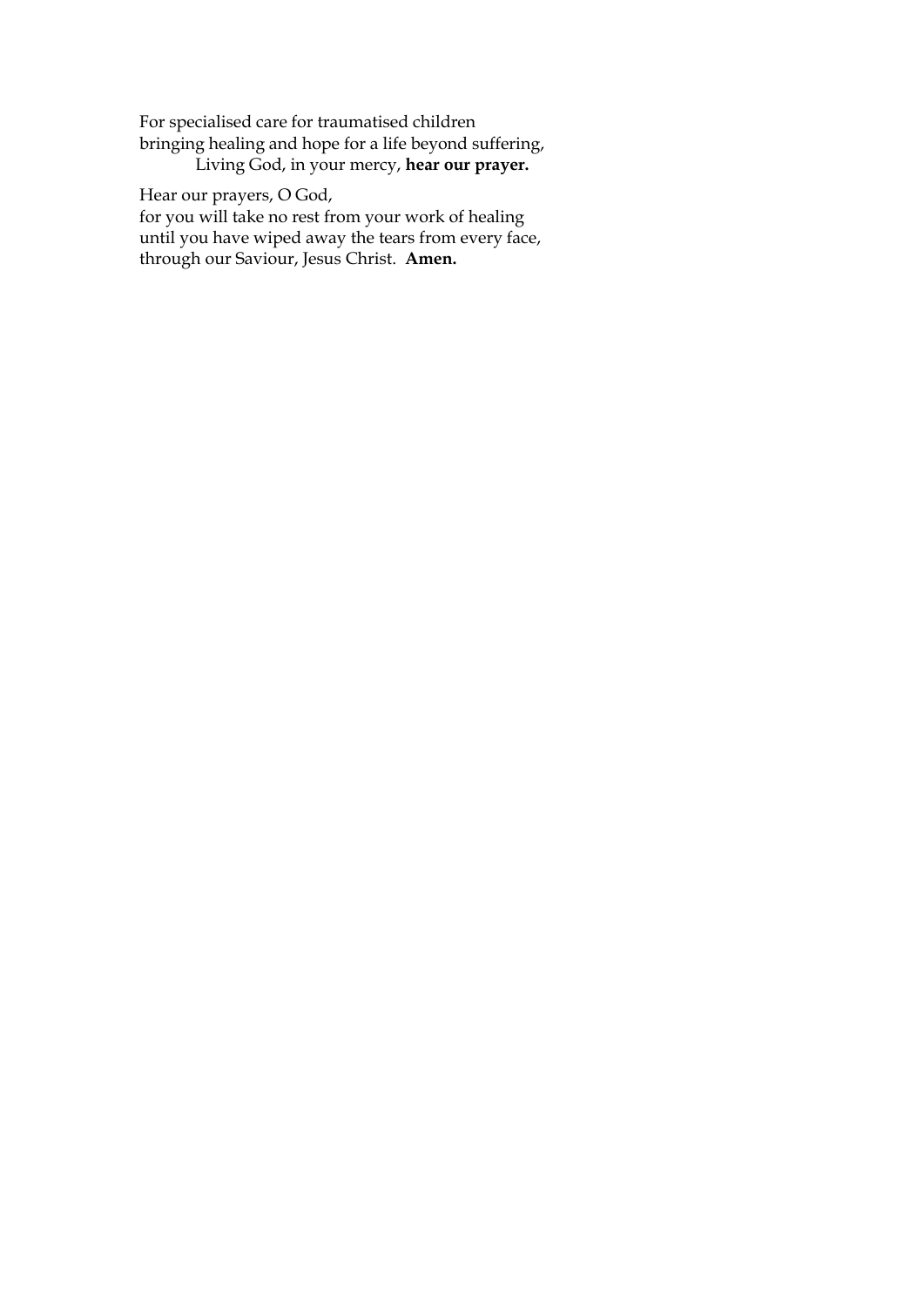For specialised care for traumatised children
bringing healing and hope for a life beyond suffering,
Living God, in your mercy, **hear our prayer.**

Hear our prayers, O God,
for you will take no rest from your work of healing
until you have wiped away the tears from every face,
through our Saviour, Jesus Christ. **Amen.**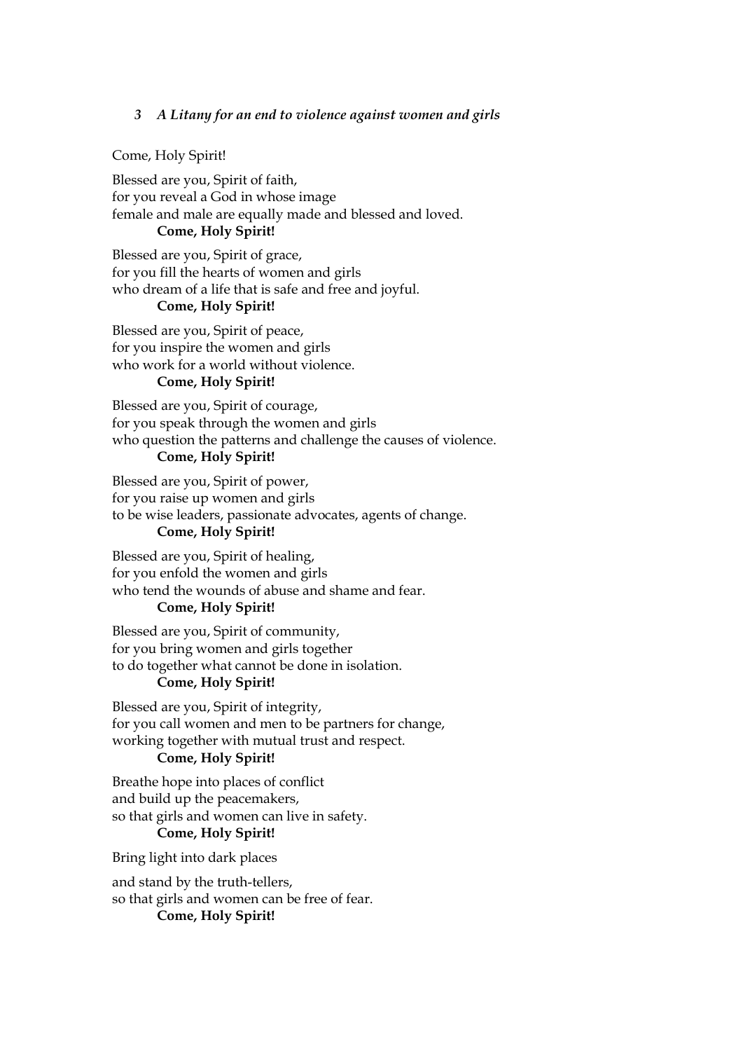### *3 A Litany for an end to violence against women and girls*

Come, Holy Spirit!

Blessed are you, Spirit of faith,
for you reveal a God in whose image
female and male are equally made and blessed and loved.
**Come, Holy Spirit!**

Blessed are you, Spirit of grace,
for you fill the hearts of women and girls
who dream of a life that is safe and free and joyful.
**Come, Holy Spirit!**

Blessed are you, Spirit of peace,
for you inspire the women and girls
who work for a world without violence.
**Come, Holy Spirit!**

Blessed are you, Spirit of courage,
for you speak through the women and girls
who question the patterns and challenge the causes of violence.
**Come, Holy Spirit!**

Blessed are you, Spirit of power,
for you raise up women and girls
to be wise leaders, passionate advocates, agents of change.
**Come, Holy Spirit!**

Blessed are you, Spirit of healing,
for you enfold the women and girls
who tend the wounds of abuse and shame and fear.
**Come, Holy Spirit!**

Blessed are you, Spirit of community,
for you bring women and girls together
to do together what cannot be done in isolation.
**Come, Holy Spirit!**

Blessed are you, Spirit of integrity,
for you call women and men to be partners for change,
working together with mutual trust and respect.
**Come, Holy Spirit!**

Breathe hope into places of conflict
and build up the peacemakers,
so that girls and women can live in safety.
**Come, Holy Spirit!**

Bring light into dark places

and stand by the truth-tellers,
so that girls and women can be free of fear.
**Come, Holy Spirit!**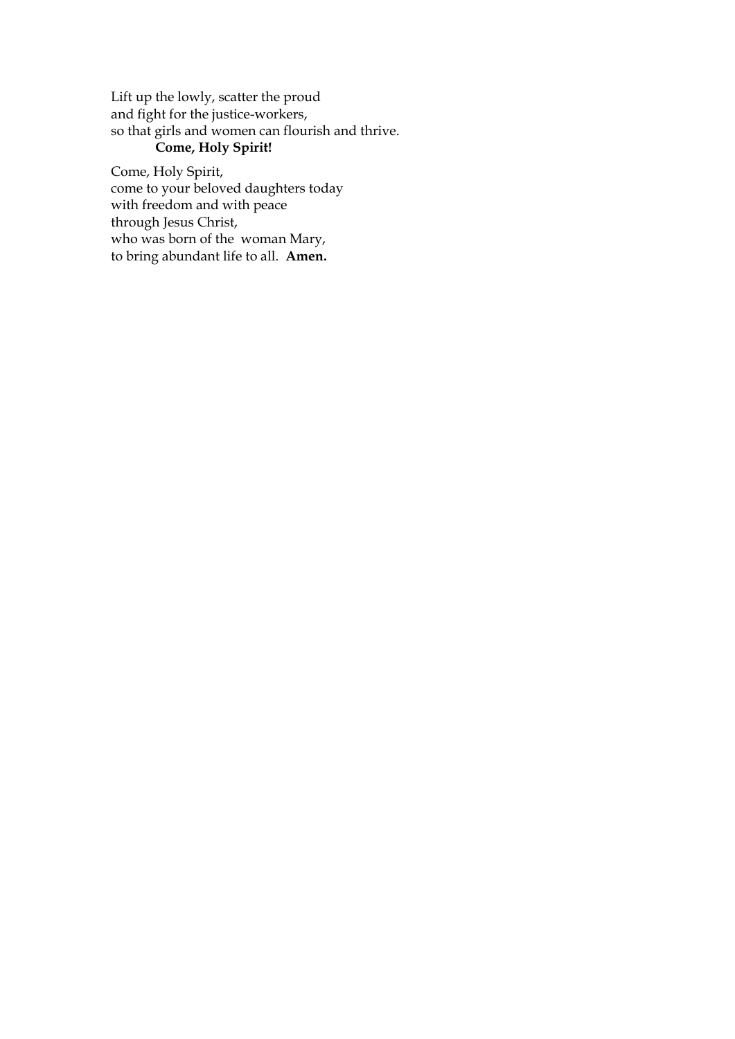Lift up the lowly, scatter the proud
and fight for the justice-workers,
so that girls and women can flourish and thrive.
**Come, Holy Spirit!**

Come, Holy Spirit,
come to your beloved daughters today
with freedom and with peace
through Jesus Christ,
who was born of the woman Mary,
to bring abundant life to all. **Amen.**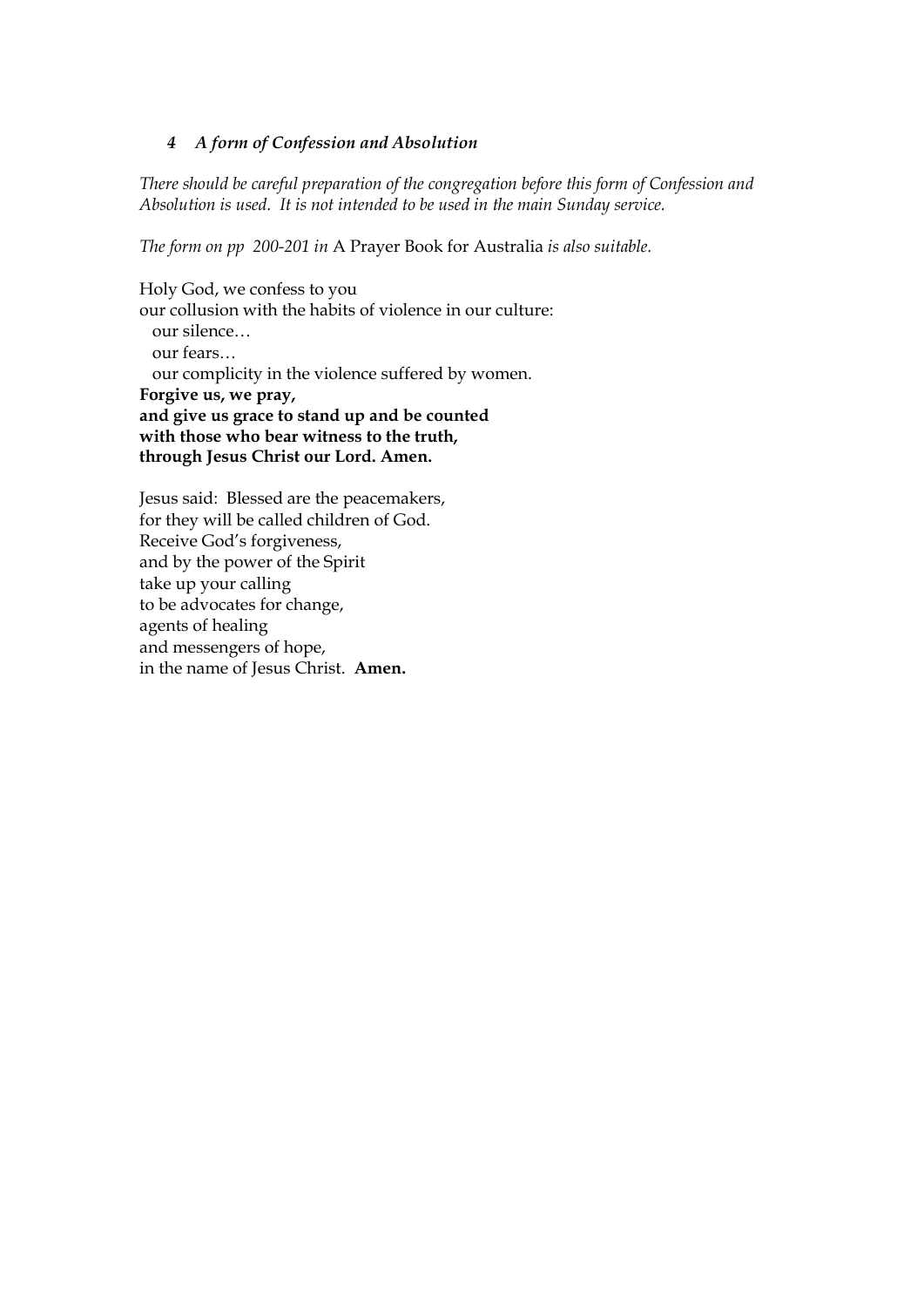### *4 A form of Confession and Absolution*

*There should be careful preparation of the congregation before this form of Confession and Absolution is used. It is not intended to be used in the main Sunday service.*

*The form on pp 200-201 in* A Prayer Book for Australia *is also suitable.*

Holy God, we confess to you
our collusion with the habits of violence in our culture:
  our silence…
  our fears…
  our complicity in the violence suffered by women.
**Forgive us, we pray,**
**and give us grace to stand up and be counted**
**with those who bear witness to the truth,**
**through Jesus Christ our Lord. Amen.**

Jesus said: Blessed are the peacemakers,
for they will be called children of God.
Receive God's forgiveness,
and by the power of the Spirit
take up your calling
to be advocates for change,
agents of healing
and messengers of hope,
in the name of Jesus Christ. **Amen.**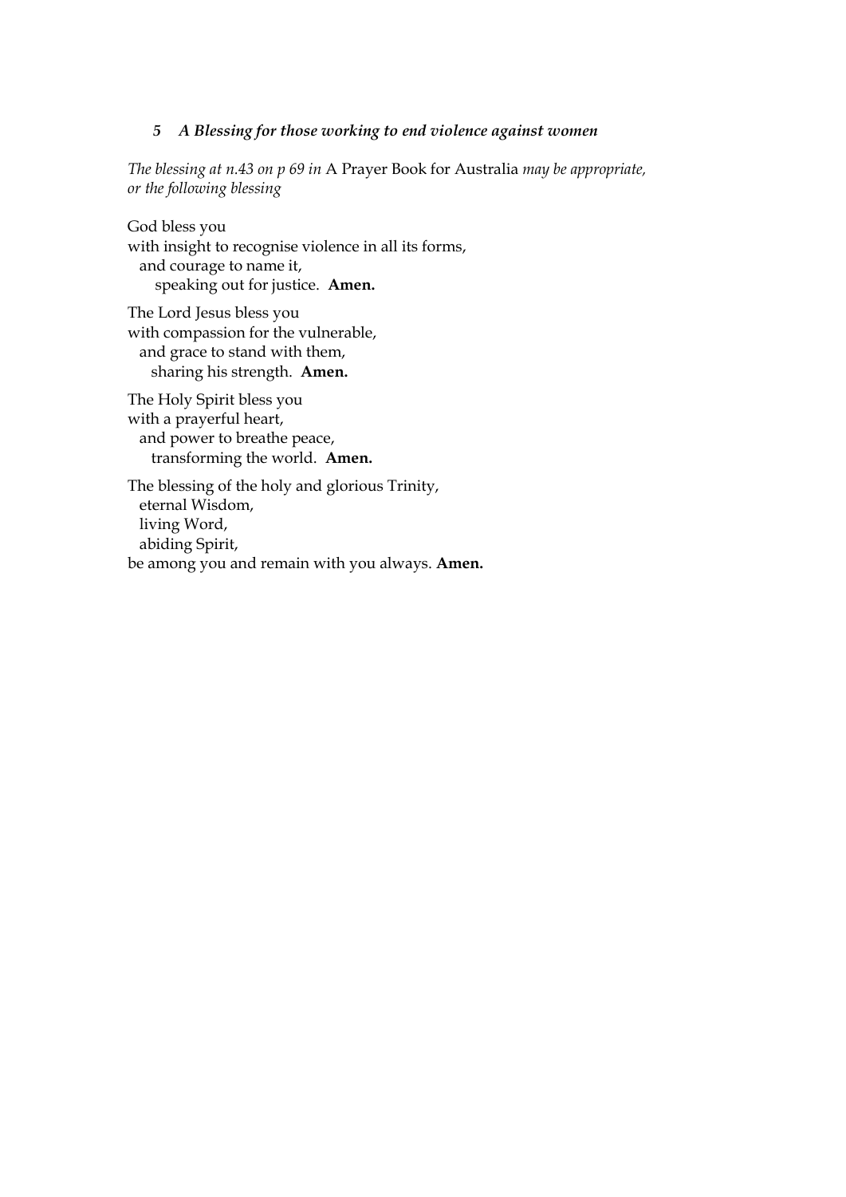### *5 A Blessing for those working to end violence against women*

*The blessing at n.43 on p 69 in* A Prayer Book for Australia *may be appropriate, or the following blessing*

God bless you  
with insight to recognise violence in all its forms,  
  and courage to name it,  
    speaking out for justice. **Amen.**

The Lord Jesus bless you  
with compassion for the vulnerable,  
  and grace to stand with them,  
    sharing his strength. **Amen.**

The Holy Spirit bless you  
with a prayerful heart,  
  and power to breathe peace,  
    transforming the world. **Amen.**

The blessing of the holy and glorious Trinity,  
  eternal Wisdom,  
  living Word,  
  abiding Spirit,  
be among you and remain with you always. **Amen.**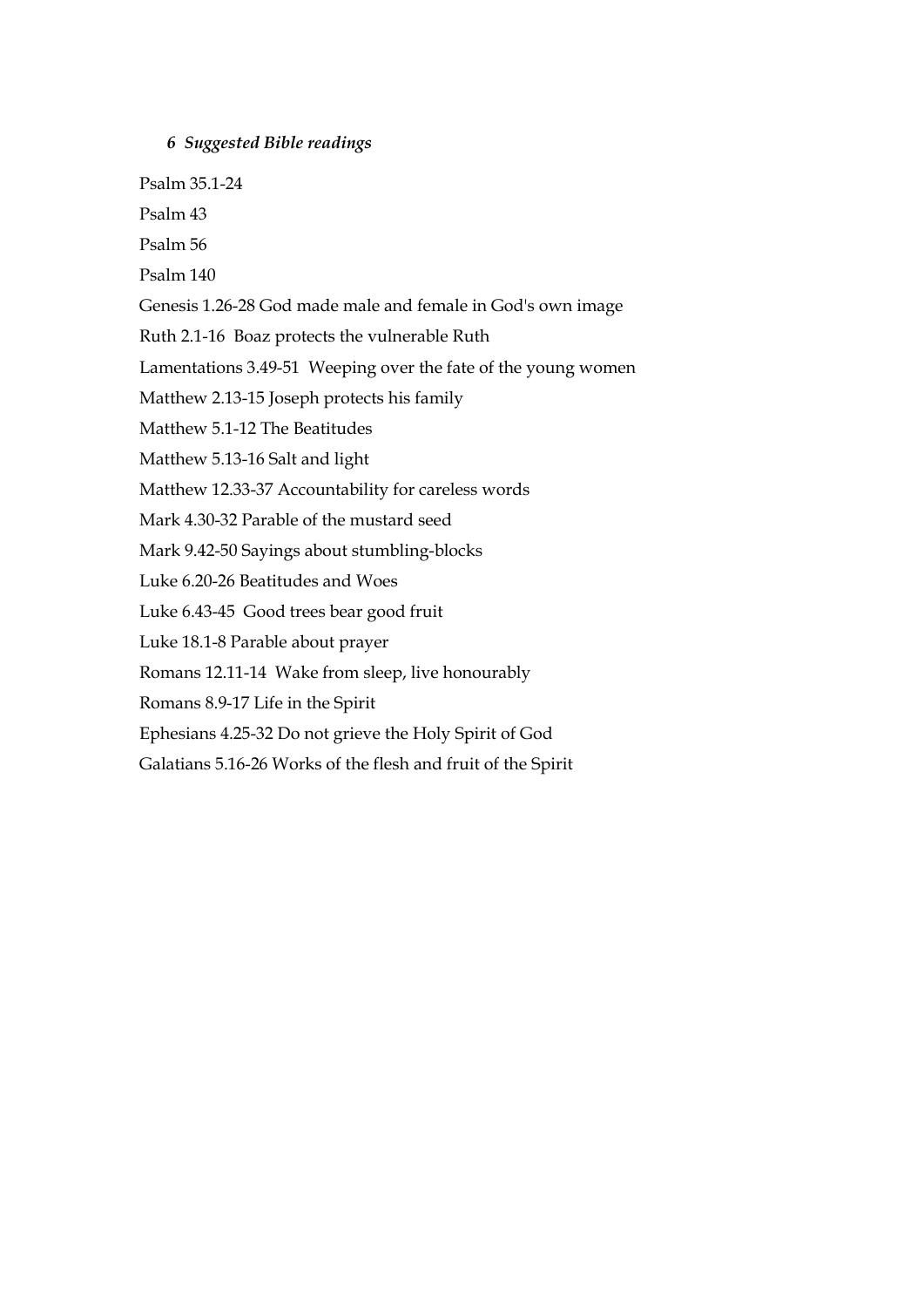### *6 Suggested Bible readings*

Psalm 35.1-24

Psalm 43

Psalm 56

Psalm 140

Genesis 1.26-28 God made male and female in God's own image

Ruth 2.1-16 Boaz protects the vulnerable Ruth

Lamentations 3.49-51 Weeping over the fate of the young women

Matthew 2.13-15 Joseph protects his family

Matthew 5.1-12 The Beatitudes

Matthew 5.13-16 Salt and light

Matthew 12.33-37 Accountability for careless words

Mark 4.30-32 Parable of the mustard seed

Mark 9.42-50 Sayings about stumbling-blocks

Luke 6.20-26 Beatitudes and Woes

Luke 6.43-45 Good trees bear good fruit

Luke 18.1-8 Parable about prayer

Romans 12.11-14 Wake from sleep, live honourably

Romans 8.9-17 Life in the Spirit

Ephesians 4.25-32 Do not grieve the Holy Spirit of God

Galatians 5.16-26 Works of the flesh and fruit of the Spirit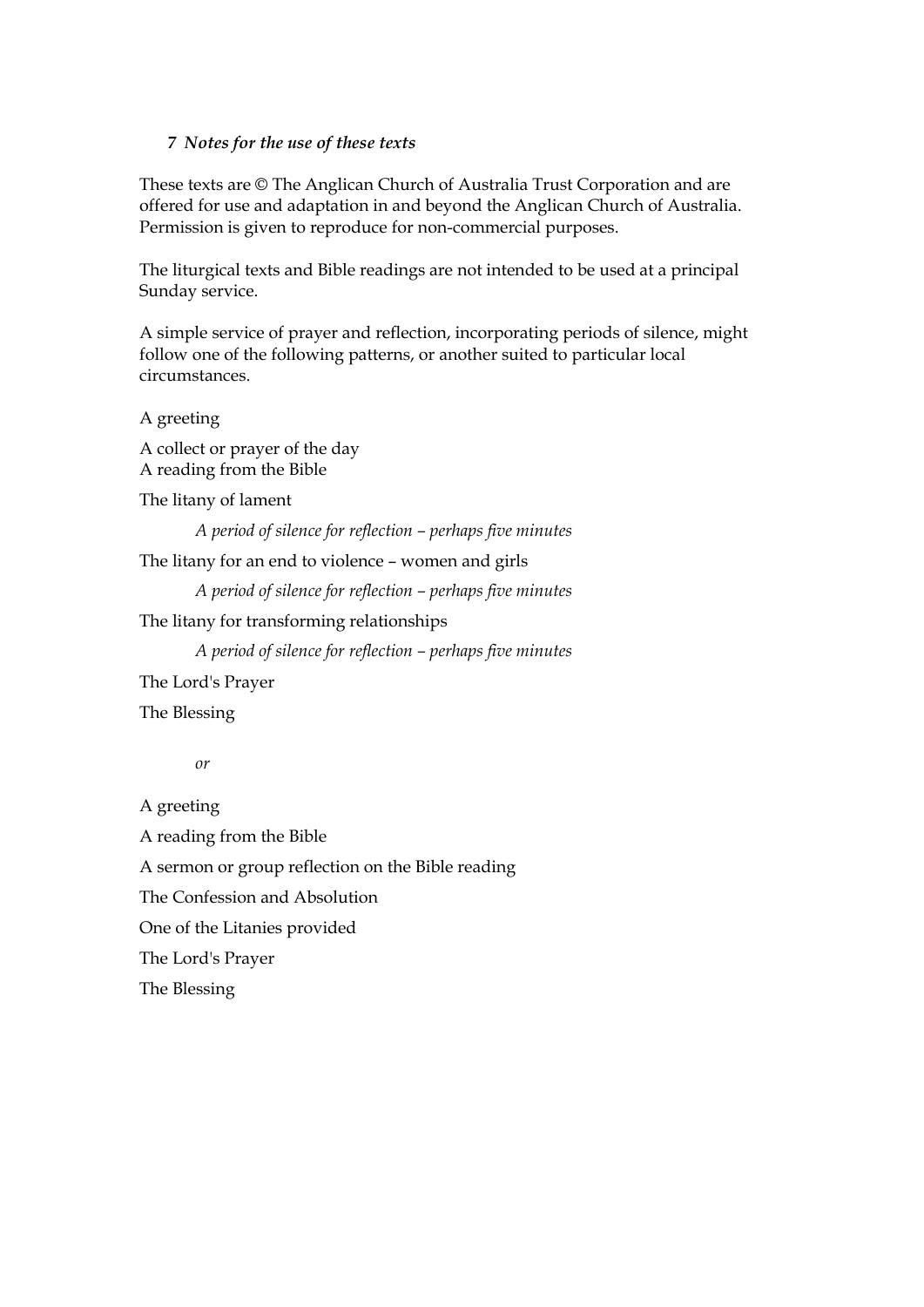## *7 Notes for the use of these texts*

These texts are © The Anglican Church of Australia Trust Corporation and are offered for use and adaptation in and beyond the Anglican Church of Australia. Permission is given to reproduce for non-commercial purposes.

The liturgical texts and Bible readings are not intended to be used at a principal Sunday service.

A simple service of prayer and reflection, incorporating periods of silence, might follow one of the following patterns, or another suited to particular local circumstances.

A greeting

A collect or prayer of the day
A reading from the Bible

The litany of lament

*A period of silence for reflection – perhaps five minutes*

The litany for an end to violence – women and girls

*A period of silence for reflection – perhaps five minutes*

The litany for transforming relationships

*A period of silence for reflection – perhaps five minutes*

The Lord's Prayer

The Blessing

*or*

A greeting

A reading from the Bible

A sermon or group reflection on the Bible reading

The Confession and Absolution

One of the Litanies provided

The Lord's Prayer

The Blessing